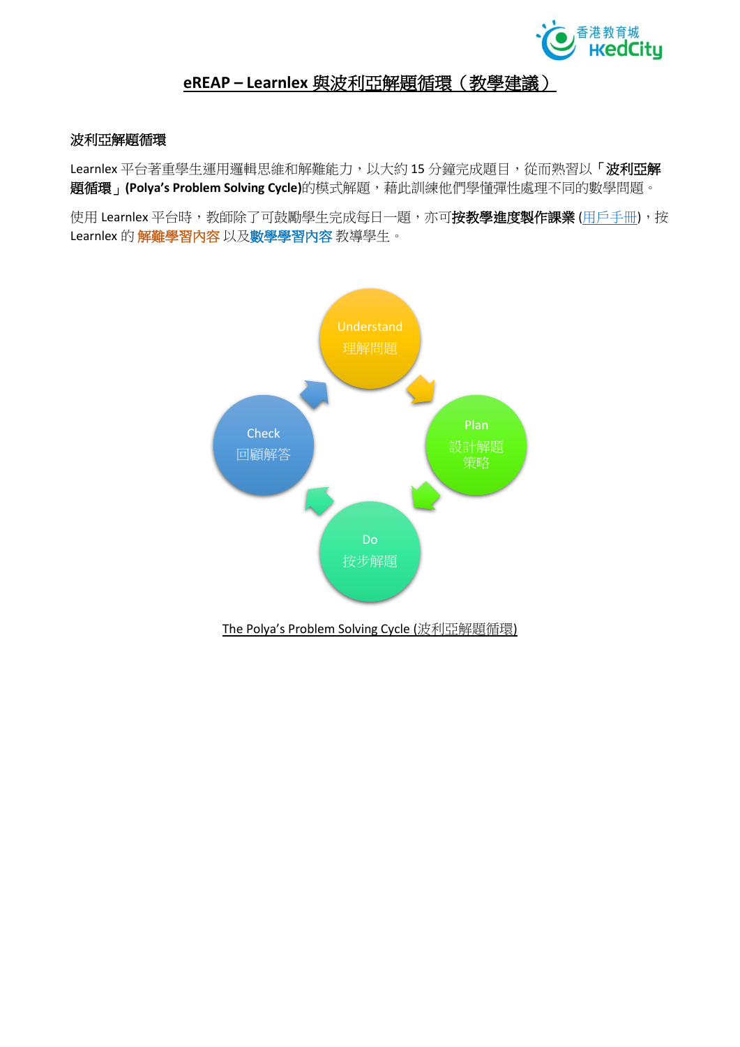# eREAP – Learnlex 與波利亞解題循環（教學建議）

## 波利亞解題循環

Learnlex 平台著重學生運用邏輯思維和解難能力，以大約 15 分鐘完成題目，從而熟習以「**波利亞解題循環」(Polya's Problem Solving Cycle)**的模式解題，藉此訓練他們學懂彈性處理不同的數學問題。

使用 Learnlex 平台時，教師除了可鼓勵學生完成每日一題，亦可**按教學進度製作課業** (用戶手冊)，按 Learnlex 的 **解難學習內容** 以及**數學學習內容** 教導學生。

Understand
理解問題

Plan
設計解題策略

Do
按步解題

Check
回顧解答

The Polya's Problem Solving Cycle (波利亞解題循環)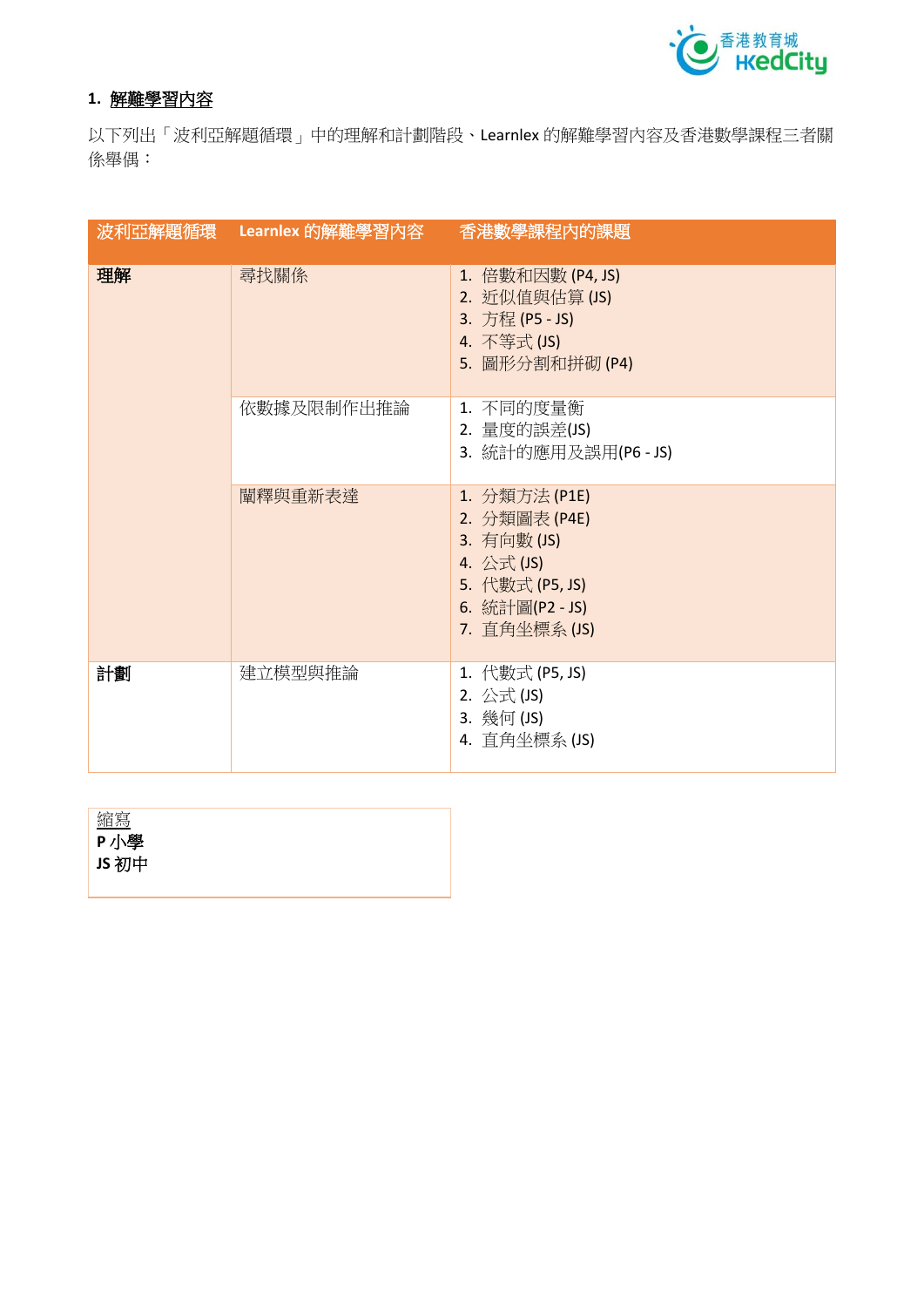## 1. 解難學習內容

以下列出「波利亞解題循環」中的理解和計劃階段、Learnlex 的解難學習內容及香港數學課程三者關係舉偶：

| 波利亞解題循環 | Learnlex 的解難學習內容 | 香港數學課程內的課題 |
|---|---|---|
| **理解** | 尋找關係 | 1. 倍數和因數 (P4, JS)<br>2. 近似值與估算 (JS)<br>3. 方程 (P5 - JS)<br>4. 不等式 (JS)<br>5. 圖形分割和拼砌 (P4) |
| | 依數據及限制作出推論 | 1. 不同的度量衡<br>2. 量度的誤差(JS)<br>3. 統計的應用及誤用(P6 - JS) |
| | 闡釋與重新表達 | 1. 分類方法 (P1E)<br>2. 分類圖表 (P4E)<br>3. 有向數 (JS)<br>4. 公式 (JS)<br>5. 代數式 (P5, JS)<br>6. 統計圖(P2 - JS)<br>7. 直角坐標系 (JS) |
| **計劃** | 建立模型與推論 | 1. 代數式 (P5, JS)<br>2. 公式 (JS)<br>3. 幾何 (JS)<br>4. 直角坐標系 (JS) |

縮寫
**P** 小學
**JS** 初中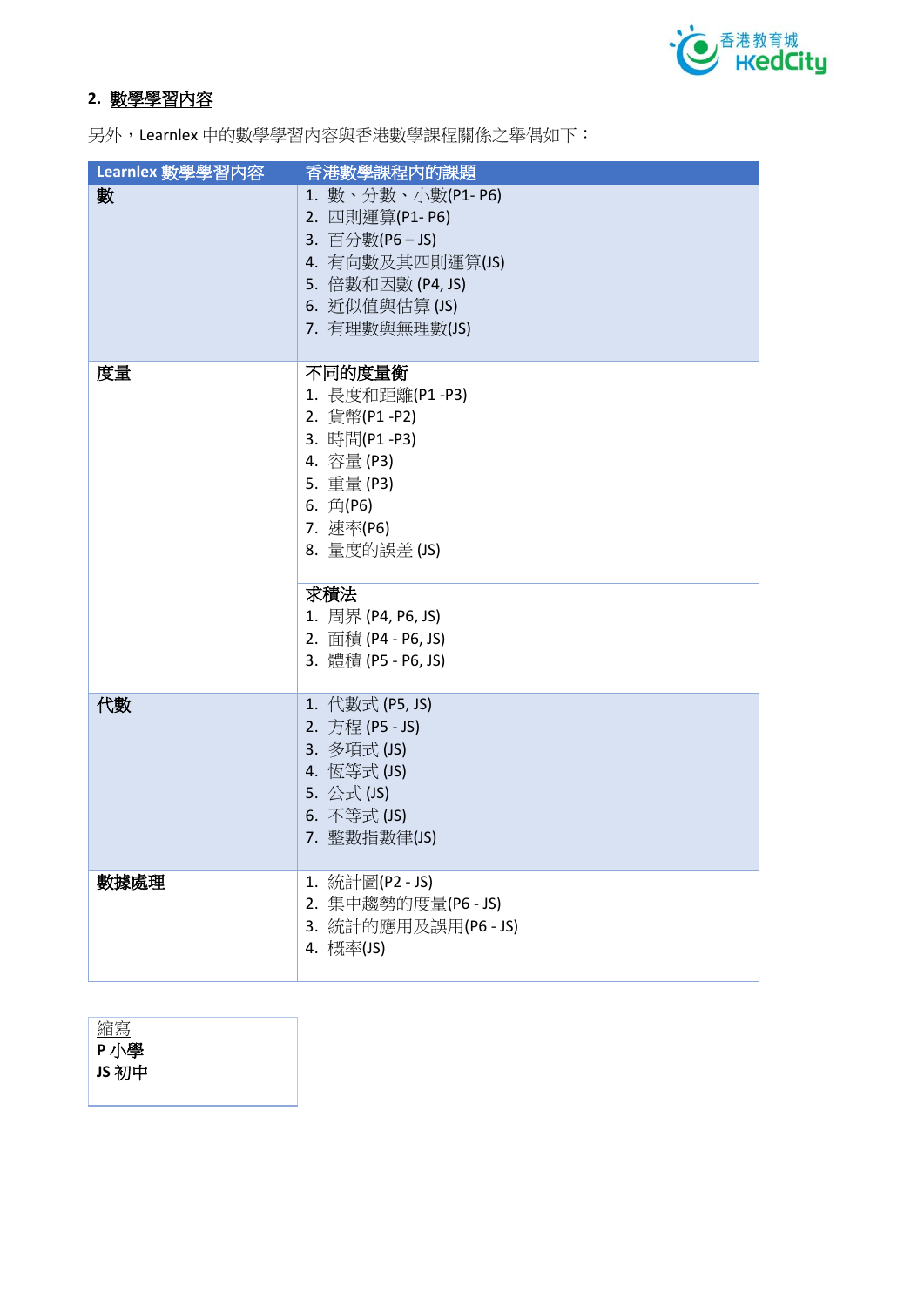## 2. 數學學習內容

另外，Learnlex 中的數學學習內容與香港數學課程關係之舉偶如下：

| Learnlex 數學學習內容 | 香港數學課程內的課題 |
|---|---|
| **數** | 1. 數、分數、小數(P1- P6)<br>2. 四則運算(P1- P6)<br>3. 百分數(P6 – JS)<br>4. 有向數及其四則運算(JS)<br>5. 倍數和因數 (P4, JS)<br>6. 近似值與估算 (JS)<br>7. 有理數與無理數(JS) |
| **度量** | **不同的度量衡**<br>1. 長度和距離(P1 -P3)<br>2. 貨幣(P1 -P2)<br>3. 時間(P1 -P3)<br>4. 容量 (P3)<br>5. 重量 (P3)<br>6. 角(P6)<br>7. 速率(P6)<br>8. 量度的誤差 (JS) |
| | **求積法**<br>1. 周界 (P4, P6, JS)<br>2. 面積 (P4 - P6, JS)<br>3. 體積 (P5 - P6, JS) |
| **代數** | 1. 代數式 (P5, JS)<br>2. 方程 (P5 - JS)<br>3. 多項式 (JS)<br>4. 恆等式 (JS)<br>5. 公式 (JS)<br>6. 不等式 (JS)<br>7. 整數指數律(JS) |
| **數據處理** | 1. 統計圖(P2 - JS)<br>2. 集中趨勢的度量(P6 - JS)<br>3. 統計的應用及誤用(P6 - JS)<br>4. 概率(JS) |

| 縮寫 |
|---|
| **P** 小學<br>**JS** 初中 |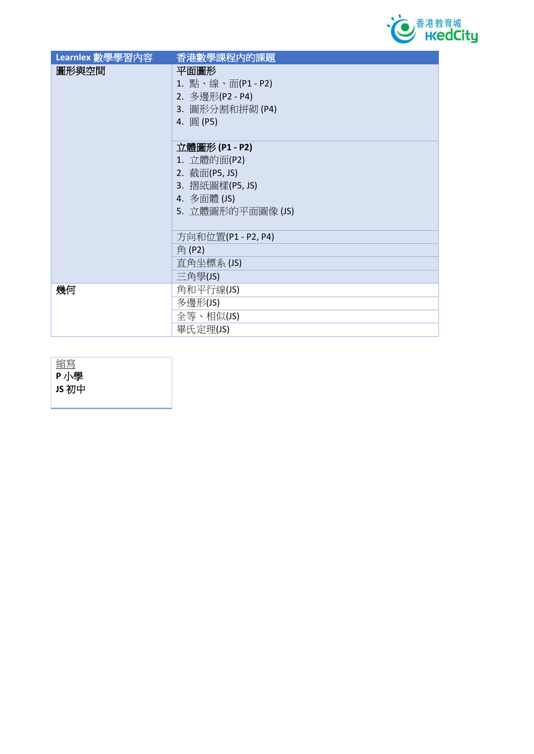| Learnlex 數學學習內容 | 香港數學課程內的課題 |
| --- | --- |
| 圖形與空間 | **平面圖形**<br>1. 點、線、面(P1 - P2)<br>2. 多邊形(P2 - P4)<br>3. 圖形分割和拼砌 (P4)<br>4. 圓 (P5) |
| | **立體圖形 (P1 - P2)**<br>1. 立體的面(P2)<br>2. 截面(P5, JS)<br>3. 摺紙圖樣(P5, JS)<br>4. 多面體 (JS)<br>5. 立體圖形的平面圖像 (JS) |
| | 方向和位置(P1 - P2, P4) |
| | 角 (P2) |
| | 直角坐標系 (JS) |
| | 三角學(JS) |
| 幾何 | 角和平行線(JS) |
| | 多邊形(JS) |
| | 全等、相似(JS) |
| | 畢氏定理(JS) |

| 縮寫 |
| --- |
| **P** 小學<br>**JS** 初中 |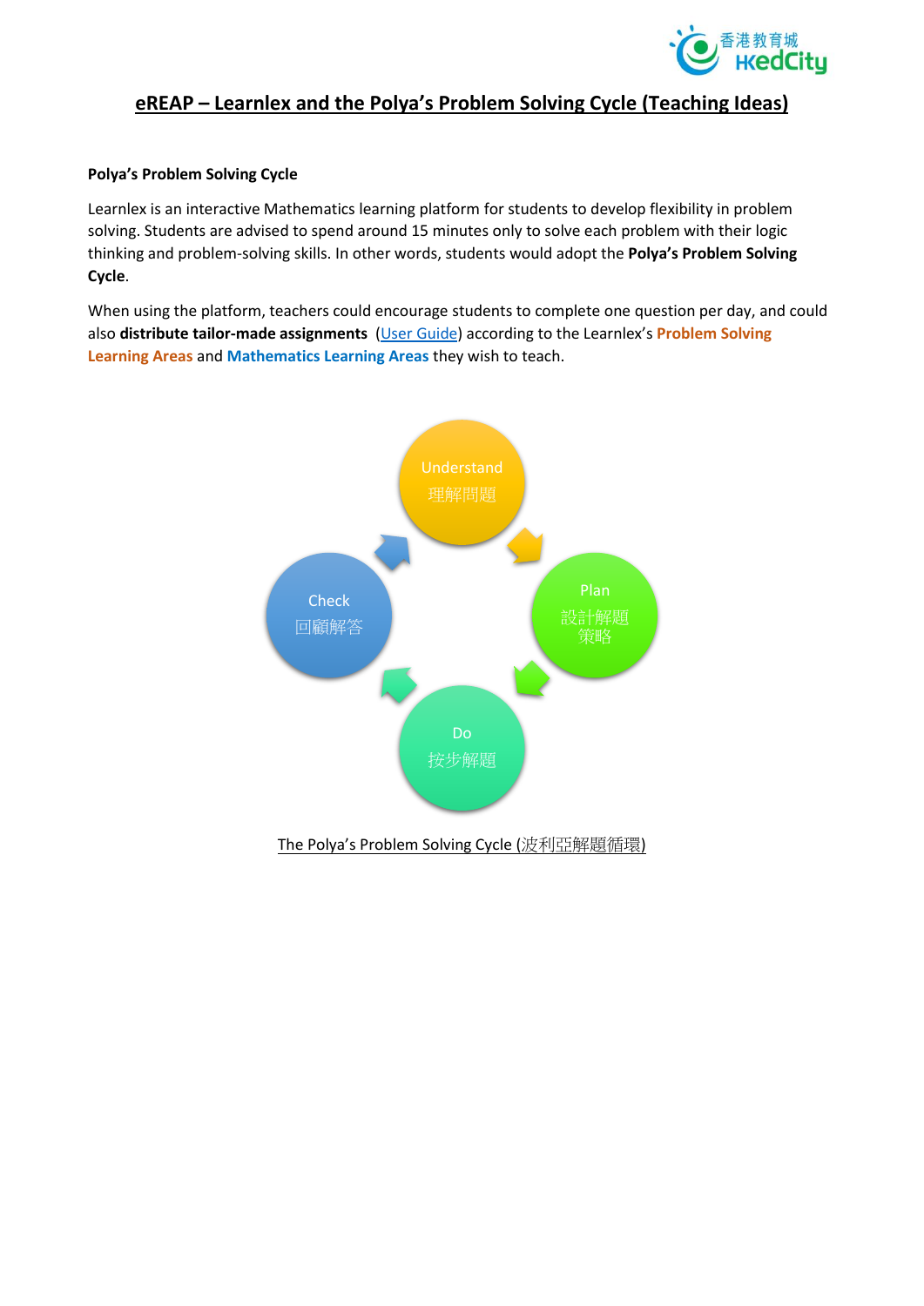# eREAP – Learnlex and the Polya's Problem Solving Cycle (Teaching Ideas)

**Polya's Problem Solving Cycle**

Learnlex is an interactive Mathematics learning platform for students to develop flexibility in problem solving. Students are advised to spend around 15 minutes only to solve each problem with their logic thinking and problem-solving skills. In other words, students would adopt the **Polya's Problem Solving Cycle**.

When using the platform, teachers could encourage students to complete one question per day, and could also **distribute tailor-made assignments** (User Guide) according to the Learnlex's **Problem Solving Learning Areas** and **Mathematics Learning Areas** they wish to teach.

Understand 理解問題

Plan 設計解題策略

Do 按步解題

Check 回顧解答

The Polya's Problem Solving Cycle (波利亞解題循環)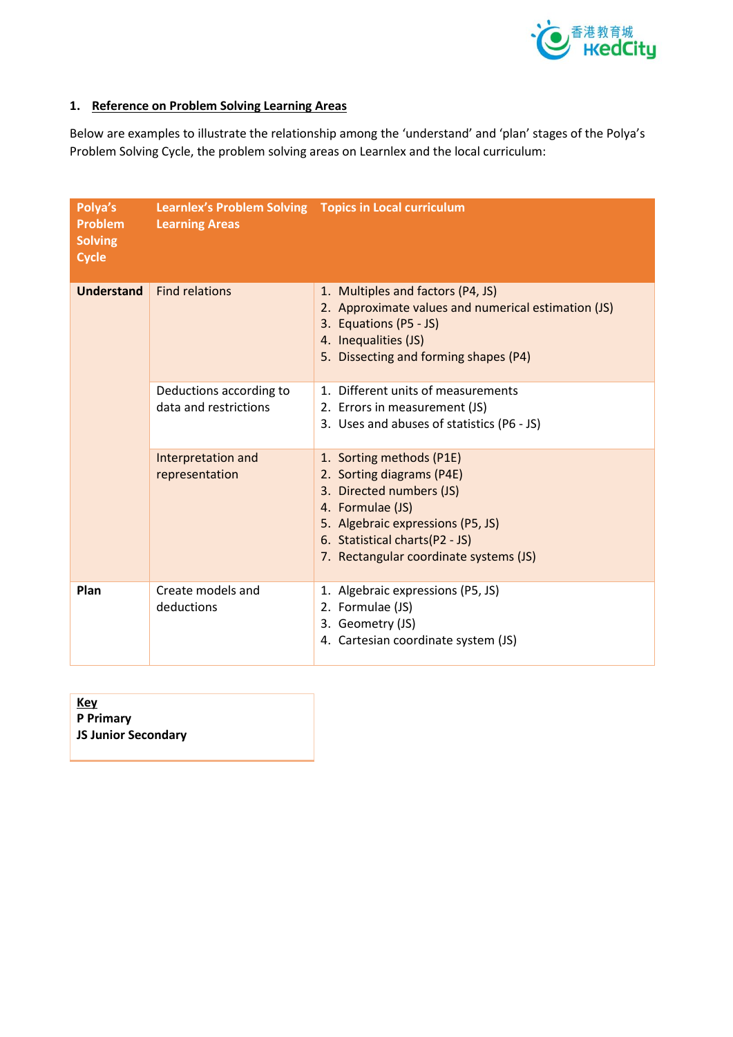## 1. Reference on Problem Solving Learning Areas

Below are examples to illustrate the relationship among the 'understand' and 'plan' stages of the Polya's Problem Solving Cycle, the problem solving areas on Learnlex and the local curriculum:

| Polya's Problem Solving Cycle | Learnlex's Problem Solving Learning Areas | Topics in Local curriculum |
|---|---|---|
| **Understand** | Find relations | 1. Multiples and factors (P4, JS)<br>2. Approximate values and numerical estimation (JS)<br>3. Equations (P5 - JS)<br>4. Inequalities (JS)<br>5. Dissecting and forming shapes (P4) |
| | Deductions according to data and restrictions | 1. Different units of measurements<br>2. Errors in measurement (JS)<br>3. Uses and abuses of statistics (P6 - JS) |
| | Interpretation and representation | 1. Sorting methods (P1E)<br>2. Sorting diagrams (P4E)<br>3. Directed numbers (JS)<br>4. Formulae (JS)<br>5. Algebraic expressions (P5, JS)<br>6. Statistical charts(P2 - JS)<br>7. Rectangular coordinate systems (JS) |
| **Plan** | Create models and deductions | 1. Algebraic expressions (P5, JS)<br>2. Formulae (JS)<br>3. Geometry (JS)<br>4. Cartesian coordinate system (JS) |

**Key**
**P Primary**
**JS Junior Secondary**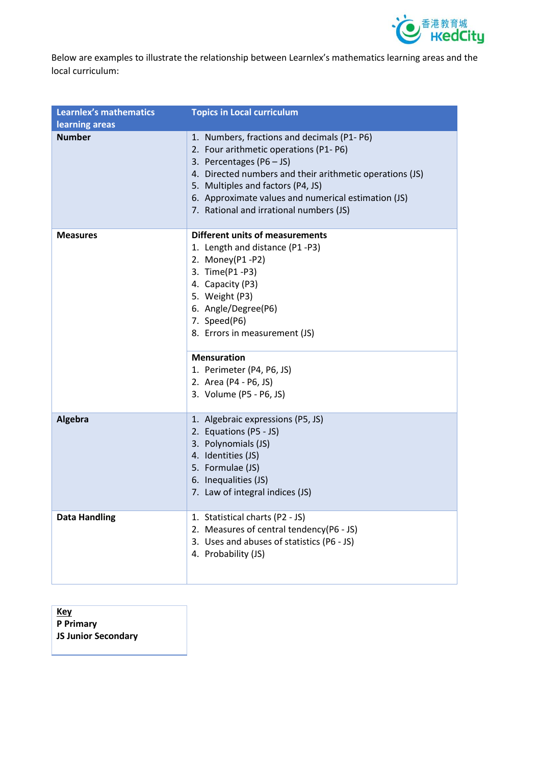Below are examples to illustrate the relationship between Learnlex's mathematics learning areas and the local curriculum:

| Learnlex's mathematics learning areas | Topics in Local curriculum |
| --- | --- |
| **Number** | 1. Numbers, fractions and decimals (P1- P6)<br>2. Four arithmetic operations (P1- P6)<br>3. Percentages (P6 – JS)<br>4. Directed numbers and their arithmetic operations (JS)<br>5. Multiples and factors (P4, JS)<br>6. Approximate values and numerical estimation (JS)<br>7. Rational and irrational numbers (JS) |
| **Measures** | **Different units of measurements**<br>1. Length and distance (P1 -P3)<br>2. Money(P1 -P2)<br>3. Time(P1 -P3)<br>4. Capacity (P3)<br>5. Weight (P3)<br>6. Angle/Degree(P6)<br>7. Speed(P6)<br>8. Errors in measurement (JS) |
| | **Mensuration**<br>1. Perimeter (P4, P6, JS)<br>2. Area (P4 - P6, JS)<br>3. Volume (P5 - P6, JS) |
| **Algebra** | 1. Algebraic expressions (P5, JS)<br>2. Equations (P5 - JS)<br>3. Polynomials (JS)<br>4. Identities (JS)<br>5. Formulae (JS)<br>6. Inequalities (JS)<br>7. Law of integral indices (JS) |
| **Data Handling** | 1. Statistical charts (P2 - JS)<br>2. Measures of central tendency(P6 - JS)<br>3. Uses and abuses of statistics (P6 - JS)<br>4. Probability (JS) |

| **Key** |
| --- |
| **P Primary**<br>**JS Junior Secondary** |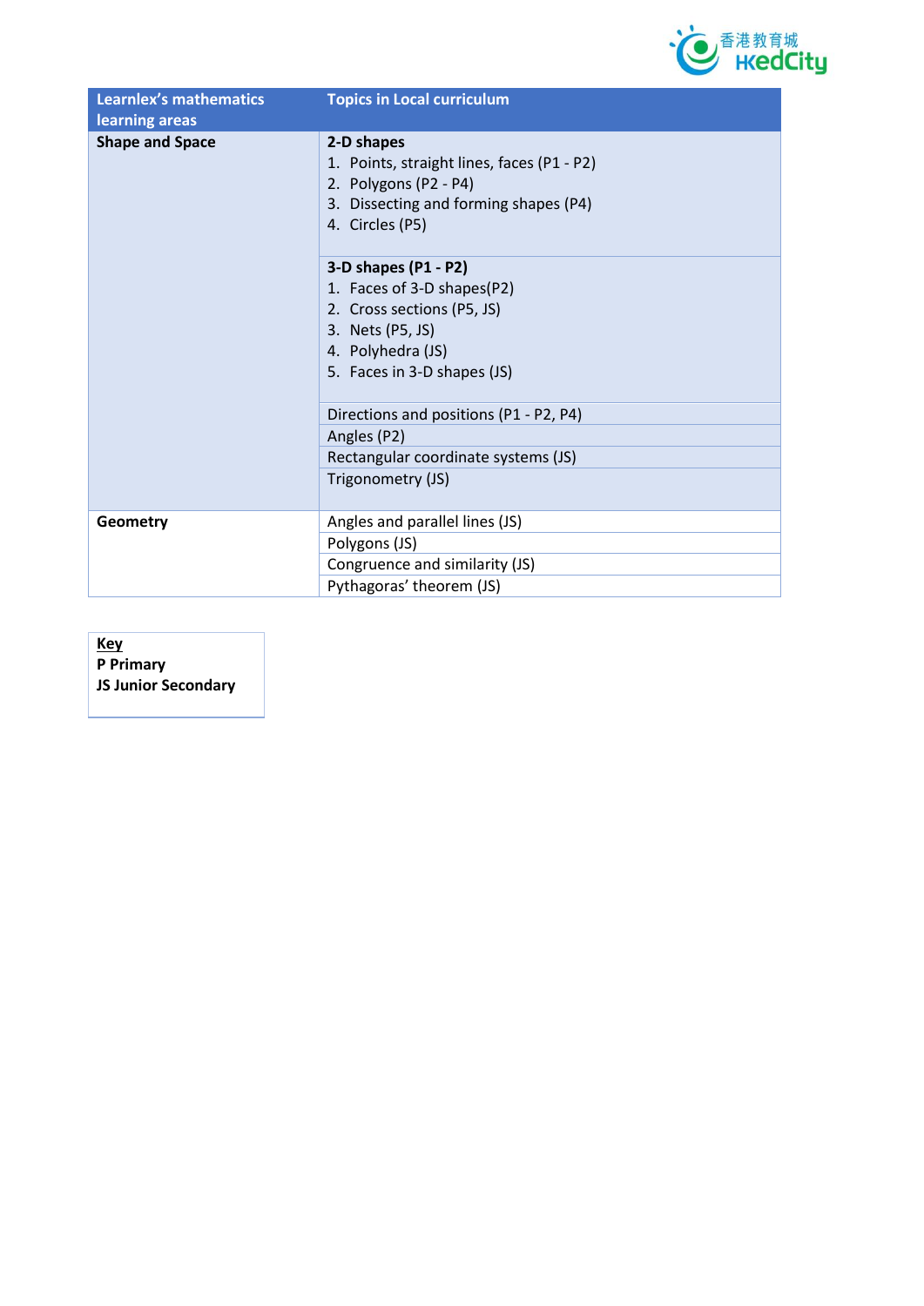| Learnlex's mathematics learning areas | Topics in Local curriculum |
|---|---|
| **Shape and Space** | **2-D shapes**<br>1. Points, straight lines, faces (P1 - P2)<br>2. Polygons (P2 - P4)<br>3. Dissecting and forming shapes (P4)<br>4. Circles (P5) |
| | **3-D shapes (P1 - P2)**<br>1. Faces of 3-D shapes(P2)<br>2. Cross sections (P5, JS)<br>3. Nets (P5, JS)<br>4. Polyhedra (JS)<br>5. Faces in 3-D shapes (JS) |
| | Directions and positions (P1 - P2, P4) |
| | Angles (P2) |
| | Rectangular coordinate systems (JS) |
| | Trigonometry (JS) |
| **Geometry** | Angles and parallel lines (JS) |
| | Polygons (JS) |
| | Congruence and similarity (JS) |
| | Pythagoras' theorem (JS) |

**Key**
**P Primary**
**JS Junior Secondary**